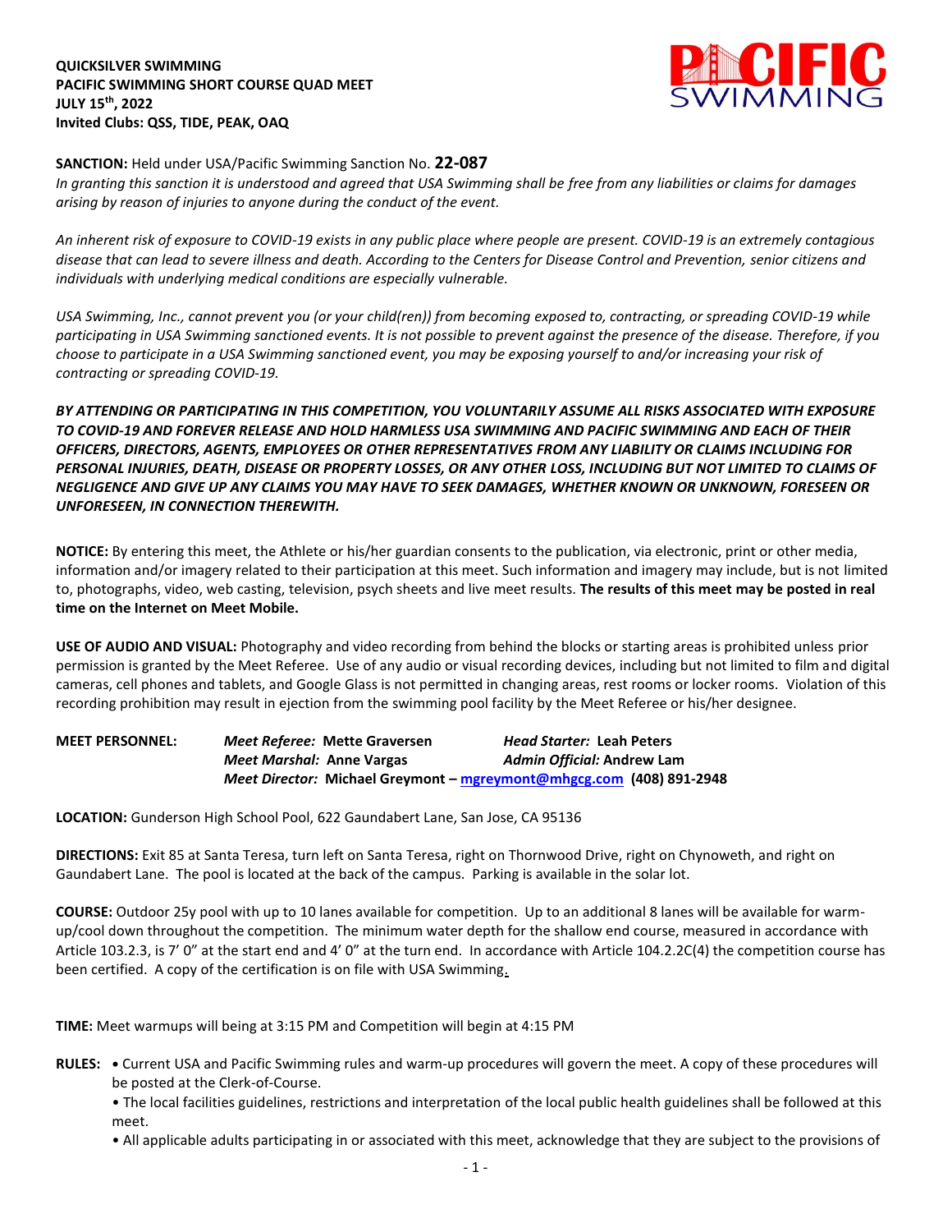**QUICKSILVER SWIMMING**
**PACIFIC SWIMMING SHORT COURSE QUAD MEET**
**JULY 15th, 2022**
**Invited Clubs: QSS, TIDE, PEAK, OAQ**

**SANCTION:** Held under USA/Pacific Swimming Sanction No. **22-087**
*In granting this sanction it is understood and agreed that USA Swimming shall be free from any liabilities or claims for damages arising by reason of injuries to anyone during the conduct of the event.*

*An inherent risk of exposure to COVID-19 exists in any public place where people are present. COVID-19 is an extremely contagious disease that can lead to severe illness and death. According to the Centers for Disease Control and Prevention, senior citizens and individuals with underlying medical conditions are especially vulnerable.*

*USA Swimming, Inc., cannot prevent you (or your child(ren)) from becoming exposed to, contracting, or spreading COVID-19 while participating in USA Swimming sanctioned events. It is not possible to prevent against the presence of the disease. Therefore, if you choose to participate in a USA Swimming sanctioned event, you may be exposing yourself to and/or increasing your risk of contracting or spreading COVID-19.*

***BY ATTENDING OR PARTICIPATING IN THIS COMPETITION, YOU VOLUNTARILY ASSUME ALL RISKS ASSOCIATED WITH EXPOSURE TO COVID-19 AND FOREVER RELEASE AND HOLD HARMLESS USA SWIMMING AND PACIFIC SWIMMING AND EACH OF THEIR OFFICERS, DIRECTORS, AGENTS, EMPLOYEES OR OTHER REPRESENTATIVES FROM ANY LIABILITY OR CLAIMS INCLUDING FOR PERSONAL INJURIES, DEATH, DISEASE OR PROPERTY LOSSES, OR ANY OTHER LOSS, INCLUDING BUT NOT LIMITED TO CLAIMS OF NEGLIGENCE AND GIVE UP ANY CLAIMS YOU MAY HAVE TO SEEK DAMAGES, WHETHER KNOWN OR UNKNOWN, FORESEEN OR UNFORESEEN, IN CONNECTION THEREWITH.***

**NOTICE:** By entering this meet, the Athlete or his/her guardian consents to the publication, via electronic, print or other media, information and/or imagery related to their participation at this meet. Such information and imagery may include, but is not limited to, photographs, video, web casting, television, psych sheets and live meet results. **The results of this meet may be posted in real time on the Internet on Meet Mobile.**

**USE OF AUDIO AND VISUAL:** Photography and video recording from behind the blocks or starting areas is prohibited unless prior permission is granted by the Meet Referee. Use of any audio or visual recording devices, including but not limited to film and digital cameras, cell phones and tablets, and Google Glass is not permitted in changing areas, rest rooms or locker rooms. Violation of this recording prohibition may result in ejection from the swimming pool facility by the Meet Referee or his/her designee.

**MEET PERSONNEL:**
***Meet Referee:*** **Mette Graversen** ***Head Starter:*** **Leah Peters**
***Meet Marshal:*** **Anne Vargas** ***Admin Official:*** **Andrew Lam**
***Meet Director:*** **Michael Greymont – mgreymont@mhgcg.com (408) 891-2948**

**LOCATION:** Gunderson High School Pool, 622 Gaundabert Lane, San Jose, CA 95136

**DIRECTIONS:** Exit 85 at Santa Teresa, turn left on Santa Teresa, right on Thornwood Drive, right on Chynoweth, and right on Gaundabert Lane. The pool is located at the back of the campus. Parking is available in the solar lot.

**COURSE:** Outdoor 25y pool with up to 10 lanes available for competition. Up to an additional 8 lanes will be available for warm-up/cool down throughout the competition. The minimum water depth for the shallow end course, measured in accordance with Article 103.2.3, is 7' 0" at the start end and 4' 0" at the turn end. In accordance with Article 104.2.2C(4) the competition course has been certified. A copy of the certification is on file with USA Swimming.

**TIME:** Meet warmups will being at 3:15 PM and Competition will begin at 4:15 PM

**RULES:**
- Current USA and Pacific Swimming rules and warm-up procedures will govern the meet. A copy of these procedures will be posted at the Clerk-of-Course.
- The local facilities guidelines, restrictions and interpretation of the local public health guidelines shall be followed at this meet.
- All applicable adults participating in or associated with this meet, acknowledge that they are subject to the provisions of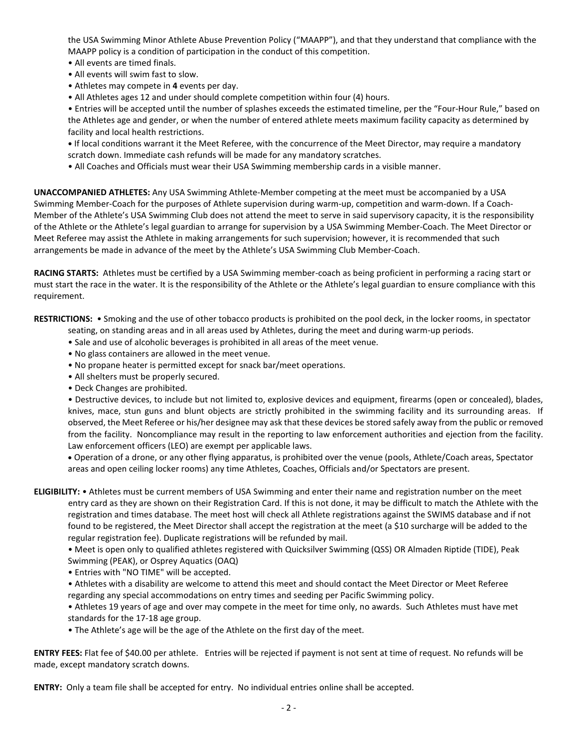the USA Swimming Minor Athlete Abuse Prevention Policy ("MAAPP"), and that they understand that compliance with the MAAPP policy is a condition of participation in the conduct of this competition.

- All events are timed finals.
- All events will swim fast to slow.
- Athletes may compete in **4** events per day.
- All Athletes ages 12 and under should complete competition within four (4) hours.
- Entries will be accepted until the number of splashes exceeds the estimated timeline, per the "Four-Hour Rule," based on the Athletes age and gender, or when the number of entered athlete meets maximum facility capacity as determined by facility and local health restrictions.
- If local conditions warrant it the Meet Referee, with the concurrence of the Meet Director, may require a mandatory scratch down. Immediate cash refunds will be made for any mandatory scratches.
- All Coaches and Officials must wear their USA Swimming membership cards in a visible manner.

**UNACCOMPANIED ATHLETES:** Any USA Swimming Athlete-Member competing at the meet must be accompanied by a USA Swimming Member-Coach for the purposes of Athlete supervision during warm-up, competition and warm-down. If a Coach-Member of the Athlete's USA Swimming Club does not attend the meet to serve in said supervisory capacity, it is the responsibility of the Athlete or the Athlete's legal guardian to arrange for supervision by a USA Swimming Member-Coach. The Meet Director or Meet Referee may assist the Athlete in making arrangements for such supervision; however, it is recommended that such arrangements be made in advance of the meet by the Athlete's USA Swimming Club Member-Coach.

**RACING STARTS:** Athletes must be certified by a USA Swimming member-coach as being proficient in performing a racing start or must start the race in the water. It is the responsibility of the Athlete or the Athlete's legal guardian to ensure compliance with this requirement.

**RESTRICTIONS:**

- Smoking and the use of other tobacco products is prohibited on the pool deck, in the locker rooms, in spectator seating, on standing areas and in all areas used by Athletes, during the meet and during warm-up periods.
- Sale and use of alcoholic beverages is prohibited in all areas of the meet venue.
- No glass containers are allowed in the meet venue.
- No propane heater is permitted except for snack bar/meet operations.
- All shelters must be properly secured.
- Deck Changes are prohibited.
- Destructive devices, to include but not limited to, explosive devices and equipment, firearms (open or concealed), blades, knives, mace, stun guns and blunt objects are strictly prohibited in the swimming facility and its surrounding areas. If observed, the Meet Referee or his/her designee may ask that these devices be stored safely away from the public or removed from the facility. Noncompliance may result in the reporting to law enforcement authorities and ejection from the facility. Law enforcement officers (LEO) are exempt per applicable laws.
- Operation of a drone, or any other flying apparatus, is prohibited over the venue (pools, Athlete/Coach areas, Spectator areas and open ceiling locker rooms) any time Athletes, Coaches, Officials and/or Spectators are present.

**ELIGIBILITY:**

- Athletes must be current members of USA Swimming and enter their name and registration number on the meet entry card as they are shown on their Registration Card. If this is not done, it may be difficult to match the Athlete with the registration and times database. The meet host will check all Athlete registrations against the SWIMS database and if not found to be registered, the Meet Director shall accept the registration at the meet (a $10 surcharge will be added to the regular registration fee). Duplicate registrations will be refunded by mail.
- Meet is open only to qualified athletes registered with Quicksilver Swimming (QSS) OR Almaden Riptide (TIDE), Peak Swimming (PEAK), or Osprey Aquatics (OAQ)
- Entries with "NO TIME" will be accepted.
- Athletes with a disability are welcome to attend this meet and should contact the Meet Director or Meet Referee regarding any special accommodations on entry times and seeding per Pacific Swimming policy.
- Athletes 19 years of age and over may compete in the meet for time only, no awards. Such Athletes must have met standards for the 17-18 age group.
- The Athlete's age will be the age of the Athlete on the first day of the meet.

**ENTRY FEES:** Flat fee of $40.00 per athlete. Entries will be rejected if payment is not sent at time of request. No refunds will be made, except mandatory scratch downs.

**ENTRY:** Only a team file shall be accepted for entry. No individual entries online shall be accepted.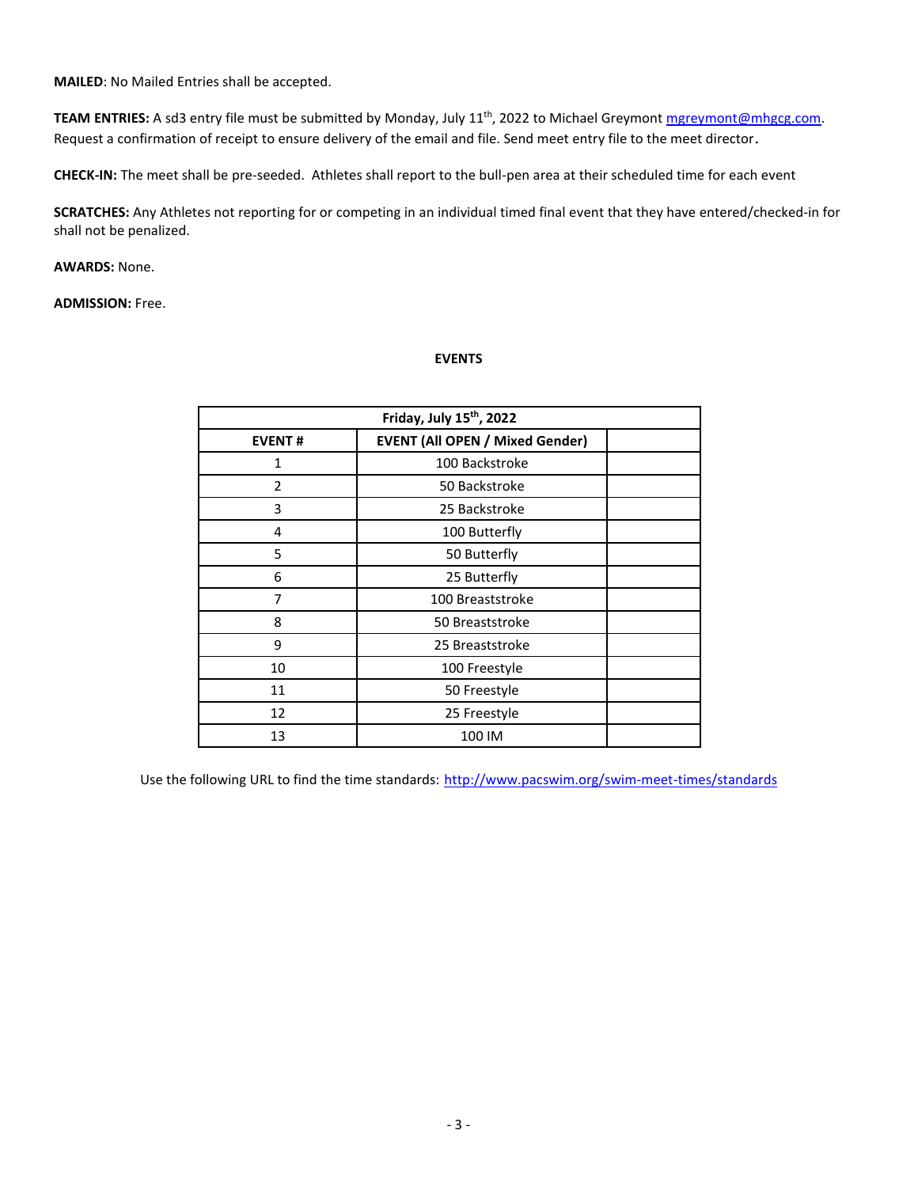**MAILED**: No Mailed Entries shall be accepted.

**TEAM ENTRIES:** A sd3 entry file must be submitted by Monday, July 11th, 2022 to Michael Greymont mgreymont@mhgcg.com. Request a confirmation of receipt to ensure delivery of the email and file. Send meet entry file to the meet director.

**CHECK-IN:** The meet shall be pre-seeded. Athletes shall report to the bull-pen area at their scheduled time for each event

**SCRATCHES:** Any Athletes not reporting for or competing in an individual timed final event that they have entered/checked-in for shall not be penalized.

**AWARDS:** None.

**ADMISSION:** Free.

## EVENTS

| Friday, July 15th, 2022 | | |
|---|---|---|
| **EVENT #** | **EVENT (All OPEN / Mixed Gender)** | |
| 1 | 100 Backstroke | |
| 2 | 50 Backstroke | |
| 3 | 25 Backstroke | |
| 4 | 100 Butterfly | |
| 5 | 50 Butterfly | |
| 6 | 25 Butterfly | |
| 7 | 100 Breaststroke | |
| 8 | 50 Breaststroke | |
| 9 | 25 Breaststroke | |
| 10 | 100 Freestyle | |
| 11 | 50 Freestyle | |
| 12 | 25 Freestyle | |
| 13 | 100 IM | |

Use the following URL to find the time standards: http://www.pacswim.org/swim-meet-times/standards